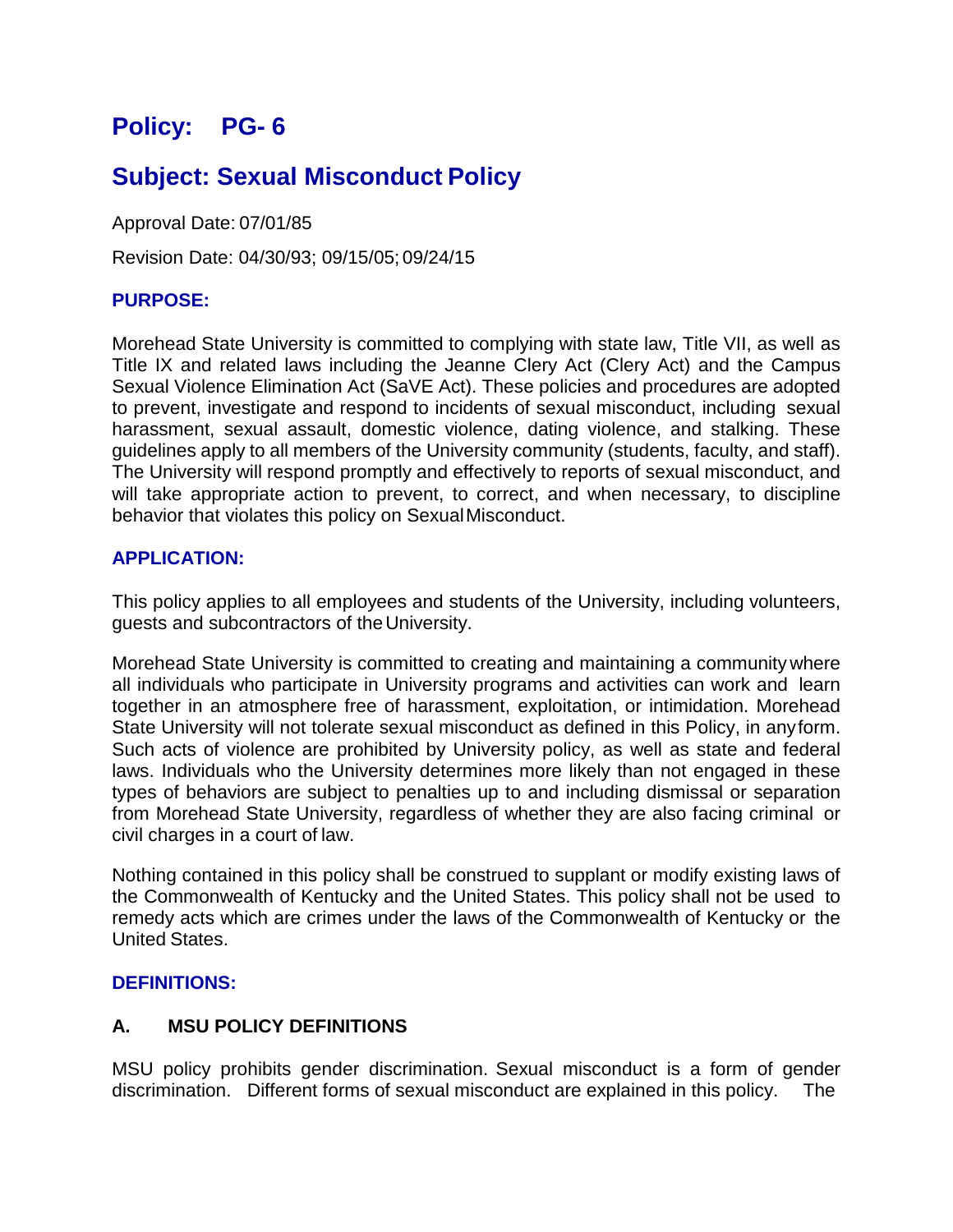# Policy: PG- 6

# Subject: Sexual Misconduct Policy

Approval Date: 07/01/85

Revision Date: 04/30/93; 09/15/05; 09/24/15

### PURPOSE:

Morehead State University is committed to complying with state law, Title VII, as well as Title IX and related laws including the Jeanne Clery Act (Clery Act) and the Campus Sexual Violence Elimination Act (SaVE Act). These policies and procedures are adopted to prevent, investigate and respond to incidents of sexual misconduct, including sexual harassment, sexual assault, domestic violence, dating violence, and stalking. These guidelines apply to all members of the University community (students, faculty, and staff). The University will respond promptly and effectively to reports of sexual misconduct, and will take appropriate action to prevent, to correct, and when necessary, to discipline behavior that violates this policy on Sexual Misconduct.

### APPLICATION:

This policy applies to all employees and students of the University, including volunteers, guests and subcontractors of the University.

Morehead State University is committed to creating and maintaining a community where all individuals who participate in University programs and activities can work and learn together in an atmosphere free of harassment, exploitation, or intimidation. Morehead State University will not tolerate sexual misconduct as defined in this Policy, in any form. Such acts of violence are prohibited by University policy, as well as state and federal laws. Individuals who the University determines more likely than not engaged in these types of behaviors are subject to penalties up to and including dismissal or separation from Morehead State University, regardless of whether they are also facing criminal or civil charges in a court of law.

Nothing contained in this policy shall be construed to supplant or modify existing laws of the Commonwealth of Kentucky and the United States. This policy shall not be used to remedy acts which are crimes under the laws of the Commonwealth of Kentucky or the United States.

### DEFINITIONS:

#### A. MSU POLICY DEFINITIONS

MSU policy prohibits gender discrimination. Sexual misconduct is a form of gender discrimination. Different forms of sexual misconduct are explained in this policy. The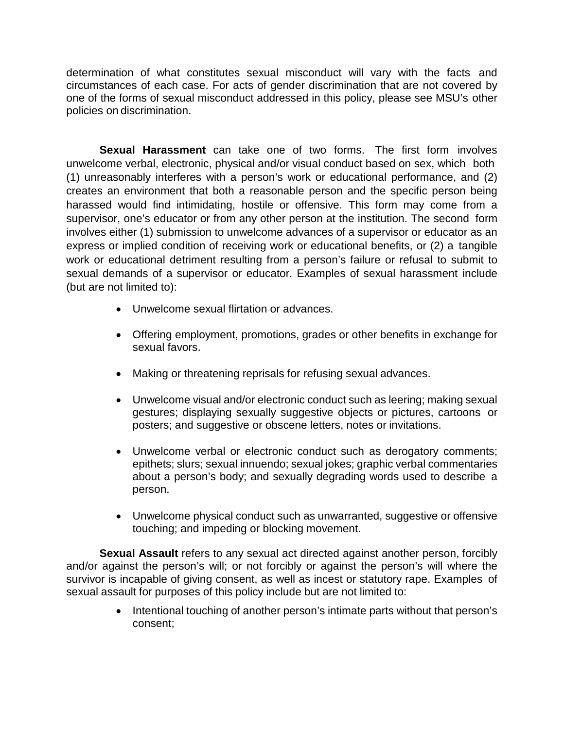determination of what constitutes sexual misconduct will vary with the facts and circumstances of each case. For acts of gender discrimination that are not covered by one of the forms of sexual misconduct addressed in this policy, please see MSU's other policies on discrimination.

**Sexual Harassment** can take one of two forms. The first form involves unwelcome verbal, electronic, physical and/or visual conduct based on sex, which both (1) unreasonably interferes with a person's work or educational performance, and (2) creates an environment that both a reasonable person and the specific person being harassed would find intimidating, hostile or offensive. This form may come from a supervisor, one's educator or from any other person at the institution. The second form involves either (1) submission to unwelcome advances of a supervisor or educator as an express or implied condition of receiving work or educational benefits, or (2) a tangible work or educational detriment resulting from a person's failure or refusal to submit to sexual demands of a supervisor or educator. Examples of sexual harassment include (but are not limited to):

- Unwelcome sexual flirtation or advances.
- Offering employment, promotions, grades or other benefits in exchange for sexual favors.
- Making or threatening reprisals for refusing sexual advances.
- Unwelcome visual and/or electronic conduct such as leering; making sexual gestures; displaying sexually suggestive objects or pictures, cartoons or posters; and suggestive or obscene letters, notes or invitations.
- Unwelcome verbal or electronic conduct such as derogatory comments; epithets; slurs; sexual innuendo; sexual jokes; graphic verbal commentaries about a person's body; and sexually degrading words used to describe a person.
- Unwelcome physical conduct such as unwarranted, suggestive or offensive touching; and impeding or blocking movement.

**Sexual Assault** refers to any sexual act directed against another person, forcibly and/or against the person's will; or not forcibly or against the person's will where the survivor is incapable of giving consent, as well as incest or statutory rape. Examples of sexual assault for purposes of this policy include but are not limited to:

- Intentional touching of another person's intimate parts without that person's consent;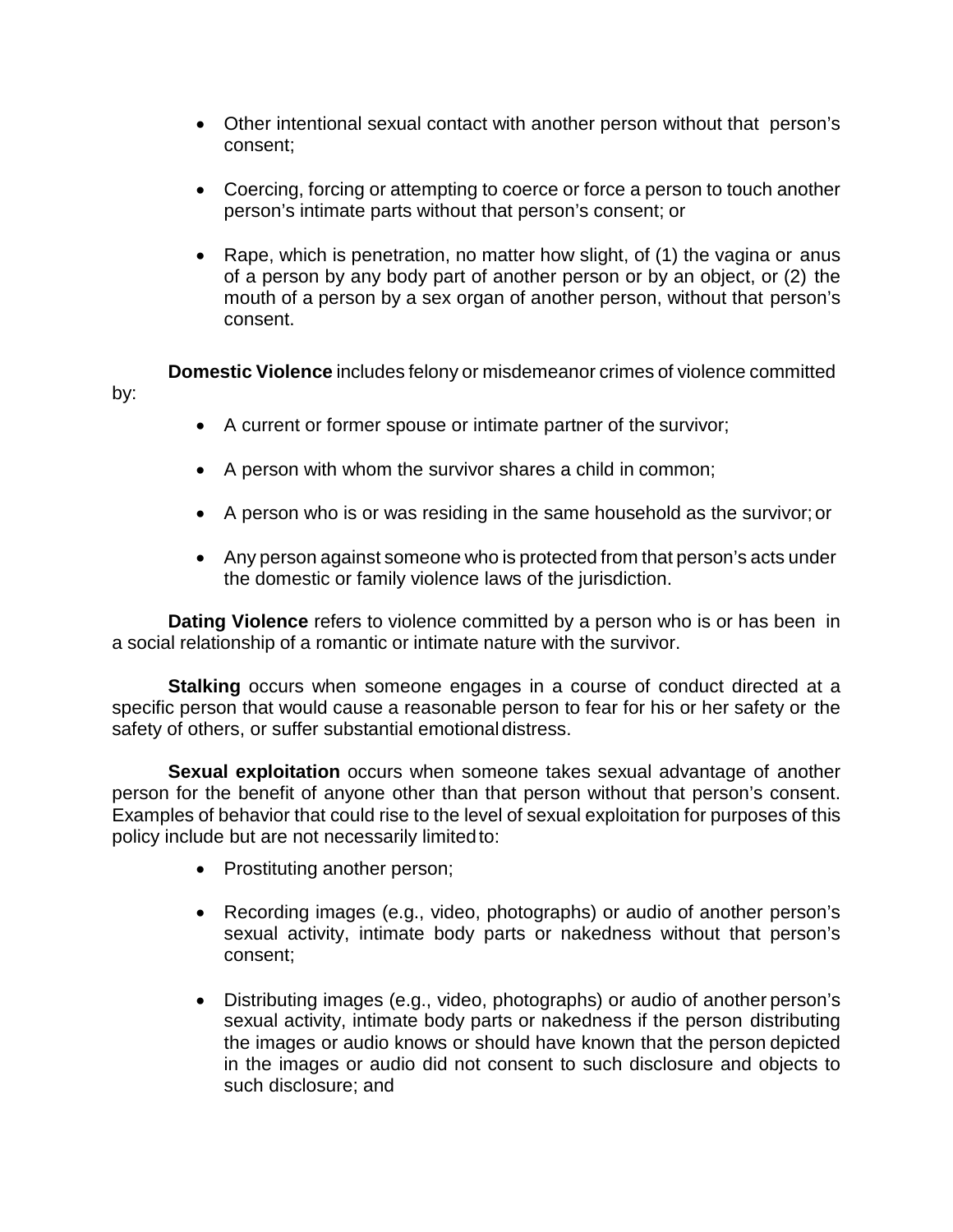- Other intentional sexual contact with another person without that person's consent;

- Coercing, forcing or attempting to coerce or force a person to touch another person's intimate parts without that person's consent; or

- Rape, which is penetration, no matter how slight, of (1) the vagina or anus of a person by any body part of another person or by an object, or (2) the mouth of a person by a sex organ of another person, without that person's consent.

**Domestic Violence** includes felony or misdemeanor crimes of violence committed by:

- A current or former spouse or intimate partner of the survivor;

- A person with whom the survivor shares a child in common;

- A person who is or was residing in the same household as the survivor; or

- Any person against someone who is protected from that person's acts under the domestic or family violence laws of the jurisdiction.

**Dating Violence** refers to violence committed by a person who is or has been in a social relationship of a romantic or intimate nature with the survivor.

**Stalking** occurs when someone engages in a course of conduct directed at a specific person that would cause a reasonable person to fear for his or her safety or the safety of others, or suffer substantial emotional distress.

**Sexual exploitation** occurs when someone takes sexual advantage of another person for the benefit of anyone other than that person without that person's consent. Examples of behavior that could rise to the level of sexual exploitation for purposes of this policy include but are not necessarily limited to:

- Prostituting another person;

- Recording images (e.g., video, photographs) or audio of another person's sexual activity, intimate body parts or nakedness without that person's consent;

- Distributing images (e.g., video, photographs) or audio of another person's sexual activity, intimate body parts or nakedness if the person distributing the images or audio knows or should have known that the person depicted in the images or audio did not consent to such disclosure and objects to such disclosure; and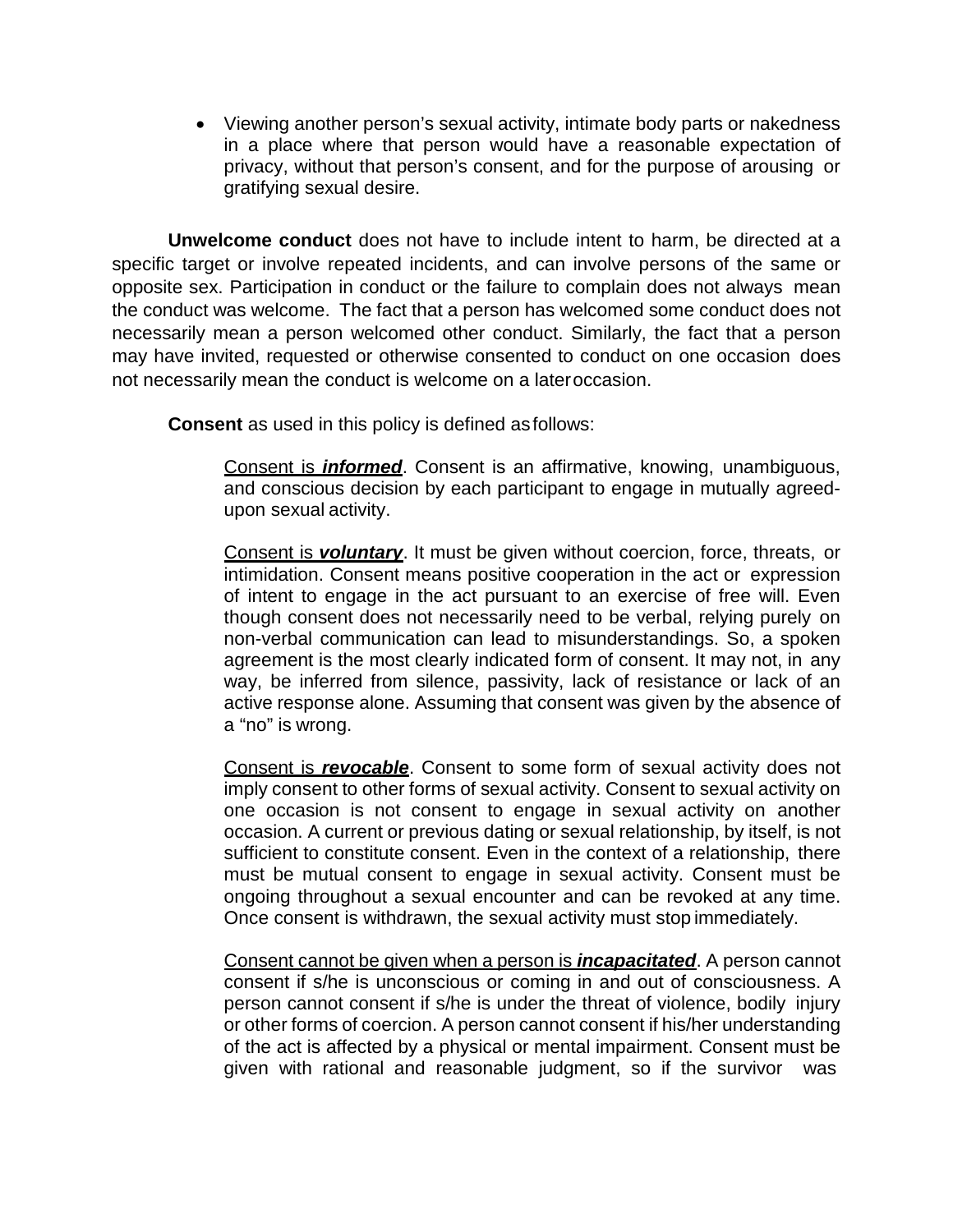- Viewing another person's sexual activity, intimate body parts or nakedness in a place where that person would have a reasonable expectation of privacy, without that person's consent, and for the purpose of arousing or gratifying sexual desire.

**Unwelcome conduct** does not have to include intent to harm, be directed at a specific target or involve repeated incidents, and can involve persons of the same or opposite sex. Participation in conduct or the failure to complain does not always mean the conduct was welcome. The fact that a person has welcomed some conduct does not necessarily mean a person welcomed other conduct. Similarly, the fact that a person may have invited, requested or otherwise consented to conduct on one occasion does not necessarily mean the conduct is welcome on a later occasion.

**Consent** as used in this policy is defined as follows:

> <u>Consent is</u> ***<u>informed</u>***. Consent is an affirmative, knowing, unambiguous, and conscious decision by each participant to engage in mutually agreed-upon sexual activity.
>
> <u>Consent is</u> ***<u>voluntary</u>***. It must be given without coercion, force, threats, or intimidation. Consent means positive cooperation in the act or expression of intent to engage in the act pursuant to an exercise of free will. Even though consent does not necessarily need to be verbal, relying purely on non-verbal communication can lead to misunderstandings. So, a spoken agreement is the most clearly indicated form of consent. It may not, in any way, be inferred from silence, passivity, lack of resistance or lack of an active response alone. Assuming that consent was given by the absence of a "no" is wrong.
>
> <u>Consent is</u> ***<u>revocable</u>***. Consent to some form of sexual activity does not imply consent to other forms of sexual activity. Consent to sexual activity on one occasion is not consent to engage in sexual activity on another occasion. A current or previous dating or sexual relationship, by itself, is not sufficient to constitute consent. Even in the context of a relationship, there must be mutual consent to engage in sexual activity. Consent must be ongoing throughout a sexual encounter and can be revoked at any time. Once consent is withdrawn, the sexual activity must stop immediately.
>
> <u>Consent cannot be given when a person is</u> ***<u>incapacitated</u>***. A person cannot consent if s/he is unconscious or coming in and out of consciousness. A person cannot consent if s/he is under the threat of violence, bodily injury or other forms of coercion. A person cannot consent if his/her understanding of the act is affected by a physical or mental impairment. Consent must be given with rational and reasonable judgment, so if the survivor was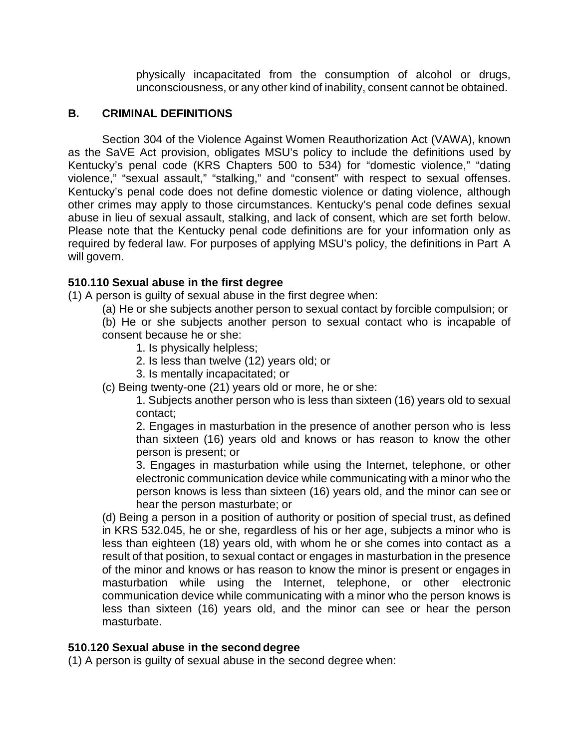physically incapacitated from the consumption of alcohol or drugs, unconsciousness, or any other kind of inability, consent cannot be obtained.

## B. CRIMINAL DEFINITIONS

Section 304 of the Violence Against Women Reauthorization Act (VAWA), known as the SaVE Act provision, obligates MSU's policy to include the definitions used by Kentucky's penal code (KRS Chapters 500 to 534) for "domestic violence," "dating violence," "sexual assault," "stalking," and "consent" with respect to sexual offenses. Kentucky's penal code does not define domestic violence or dating violence, although other crimes may apply to those circumstances. Kentucky's penal code defines sexual abuse in lieu of sexual assault, stalking, and lack of consent, which are set forth below. Please note that the Kentucky penal code definitions are for your information only as required by federal law. For purposes of applying MSU's policy, the definitions in Part A will govern.

**510.110 Sexual abuse in the first degree**

(1) A person is guilty of sexual abuse in the first degree when:

(a) He or she subjects another person to sexual contact by forcible compulsion; or

(b) He or she subjects another person to sexual contact who is incapable of consent because he or she:

1. Is physically helpless;
2. Is less than twelve (12) years old; or
3. Is mentally incapacitated; or

(c) Being twenty-one (21) years old or more, he or she:

1. Subjects another person who is less than sixteen (16) years old to sexual contact;
2. Engages in masturbation in the presence of another person who is less than sixteen (16) years old and knows or has reason to know the other person is present; or
3. Engages in masturbation while using the Internet, telephone, or other electronic communication device while communicating with a minor who the person knows is less than sixteen (16) years old, and the minor can see or hear the person masturbate; or

(d) Being a person in a position of authority or position of special trust, as defined in KRS 532.045, he or she, regardless of his or her age, subjects a minor who is less than eighteen (18) years old, with whom he or she comes into contact as a result of that position, to sexual contact or engages in masturbation in the presence of the minor and knows or has reason to know the minor is present or engages in masturbation while using the Internet, telephone, or other electronic communication device while communicating with a minor who the person knows is less than sixteen (16) years old, and the minor can see or hear the person masturbate.

**510.120 Sexual abuse in the second degree**

(1) A person is guilty of sexual abuse in the second degree when: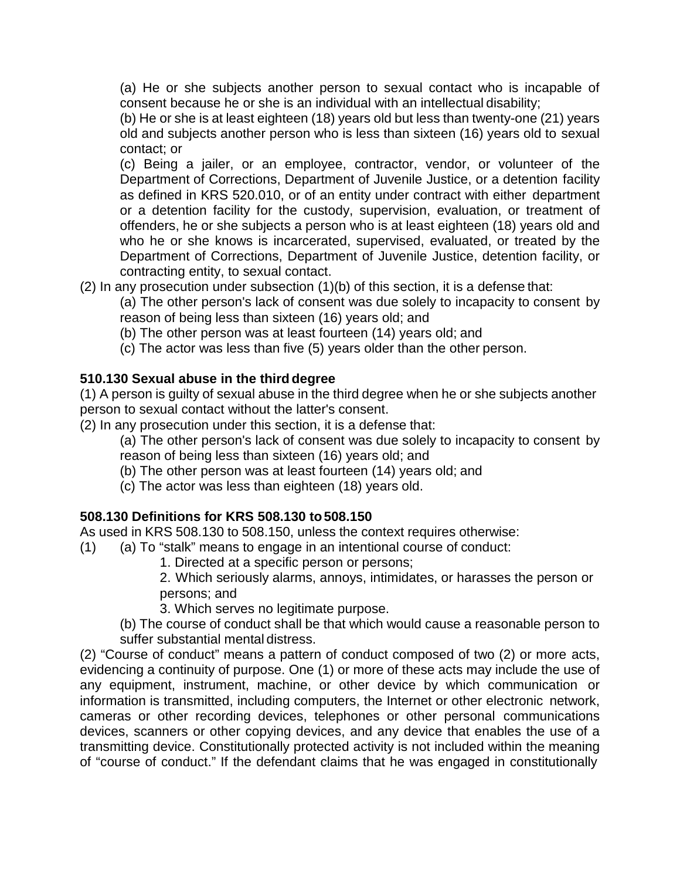(a) He or she subjects another person to sexual contact who is incapable of consent because he or she is an individual with an intellectual disability;

(b) He or she is at least eighteen (18) years old but less than twenty-one (21) years old and subjects another person who is less than sixteen (16) years old to sexual contact; or

(c) Being a jailer, or an employee, contractor, vendor, or volunteer of the Department of Corrections, Department of Juvenile Justice, or a detention facility as defined in KRS 520.010, or of an entity under contract with either department or a detention facility for the custody, supervision, evaluation, or treatment of offenders, he or she subjects a person who is at least eighteen (18) years old and who he or she knows is incarcerated, supervised, evaluated, or treated by the Department of Corrections, Department of Juvenile Justice, detention facility, or contracting entity, to sexual contact.

(2) In any prosecution under subsection (1)(b) of this section, it is a defense that:

(a) The other person's lack of consent was due solely to incapacity to consent by reason of being less than sixteen (16) years old; and

(b) The other person was at least fourteen (14) years old; and

(c) The actor was less than five (5) years older than the other person.

**510.130 Sexual abuse in the third degree**

(1) A person is guilty of sexual abuse in the third degree when he or she subjects another person to sexual contact without the latter's consent.

(2) In any prosecution under this section, it is a defense that:

(a) The other person's lack of consent was due solely to incapacity to consent by reason of being less than sixteen (16) years old; and

(b) The other person was at least fourteen (14) years old; and

(c) The actor was less than eighteen (18) years old.

**508.130 Definitions for KRS 508.130 to 508.150**

As used in KRS 508.130 to 508.150, unless the context requires otherwise:

(1) (a) To "stalk" means to engage in an intentional course of conduct:

1. Directed at a specific person or persons;

2. Which seriously alarms, annoys, intimidates, or harasses the person or persons; and

3. Which serves no legitimate purpose.

(b) The course of conduct shall be that which would cause a reasonable person to suffer substantial mental distress.

(2) "Course of conduct" means a pattern of conduct composed of two (2) or more acts, evidencing a continuity of purpose. One (1) or more of these acts may include the use of any equipment, instrument, machine, or other device by which communication or information is transmitted, including computers, the Internet or other electronic network, cameras or other recording devices, telephones or other personal communications devices, scanners or other copying devices, and any device that enables the use of a transmitting device. Constitutionally protected activity is not included within the meaning of "course of conduct." If the defendant claims that he was engaged in constitutionally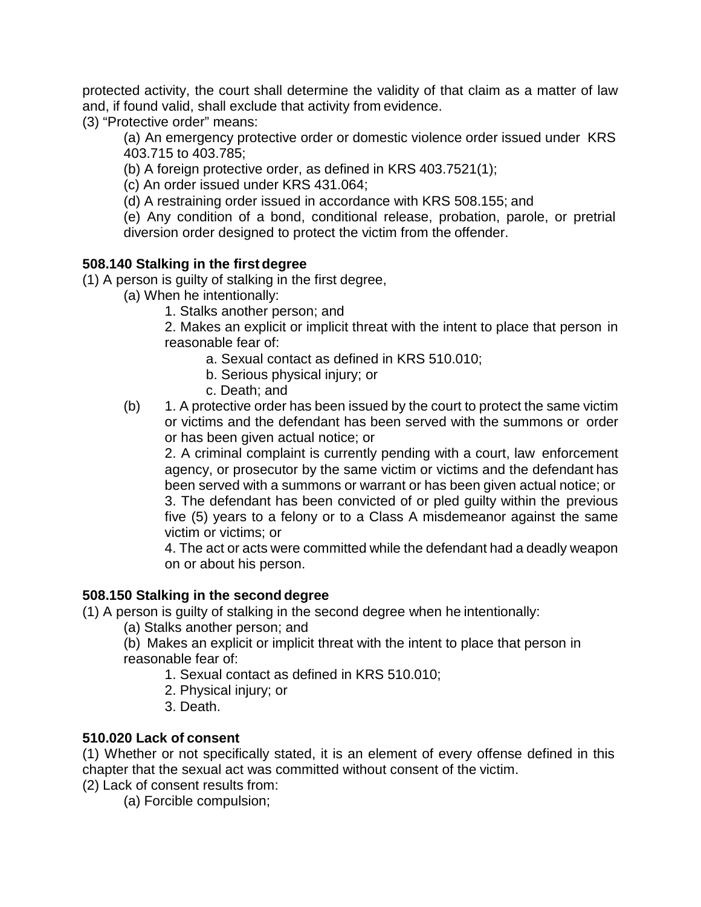protected activity, the court shall determine the validity of that claim as a matter of law and, if found valid, shall exclude that activity from evidence.

(3) “Protective order” means:

(a) An emergency protective order or domestic violence order issued under KRS 403.715 to 403.785;

(b) A foreign protective order, as defined in KRS 403.7521(1);

(c) An order issued under KRS 431.064;

(d) A restraining order issued in accordance with KRS 508.155; and

(e) Any condition of a bond, conditional release, probation, parole, or pretrial diversion order designed to protect the victim from the offender.

**508.140 Stalking in the first degree**

(1) A person is guilty of stalking in the first degree,

(a) When he intentionally:

1. Stalks another person; and

2. Makes an explicit or implicit threat with the intent to place that person in reasonable fear of:

a. Sexual contact as defined in KRS 510.010;

b. Serious physical injury; or

c. Death; and

(b) 1. A protective order has been issued by the court to protect the same victim or victims and the defendant has been served with the summons or order or has been given actual notice; or

2. A criminal complaint is currently pending with a court, law enforcement agency, or prosecutor by the same victim or victims and the defendant has been served with a summons or warrant or has been given actual notice; or

3. The defendant has been convicted of or pled guilty within the previous five (5) years to a felony or to a Class A misdemeanor against the same victim or victims; or

4. The act or acts were committed while the defendant had a deadly weapon on or about his person.

**508.150 Stalking in the second degree**

(1) A person is guilty of stalking in the second degree when he intentionally:

(a) Stalks another person; and

(b) Makes an explicit or implicit threat with the intent to place that person in reasonable fear of:

1. Sexual contact as defined in KRS 510.010;

2. Physical injury; or

3. Death.

**510.020 Lack of consent**

(1) Whether or not specifically stated, it is an element of every offense defined in this chapter that the sexual act was committed without consent of the victim.

(2) Lack of consent results from:

(a) Forcible compulsion;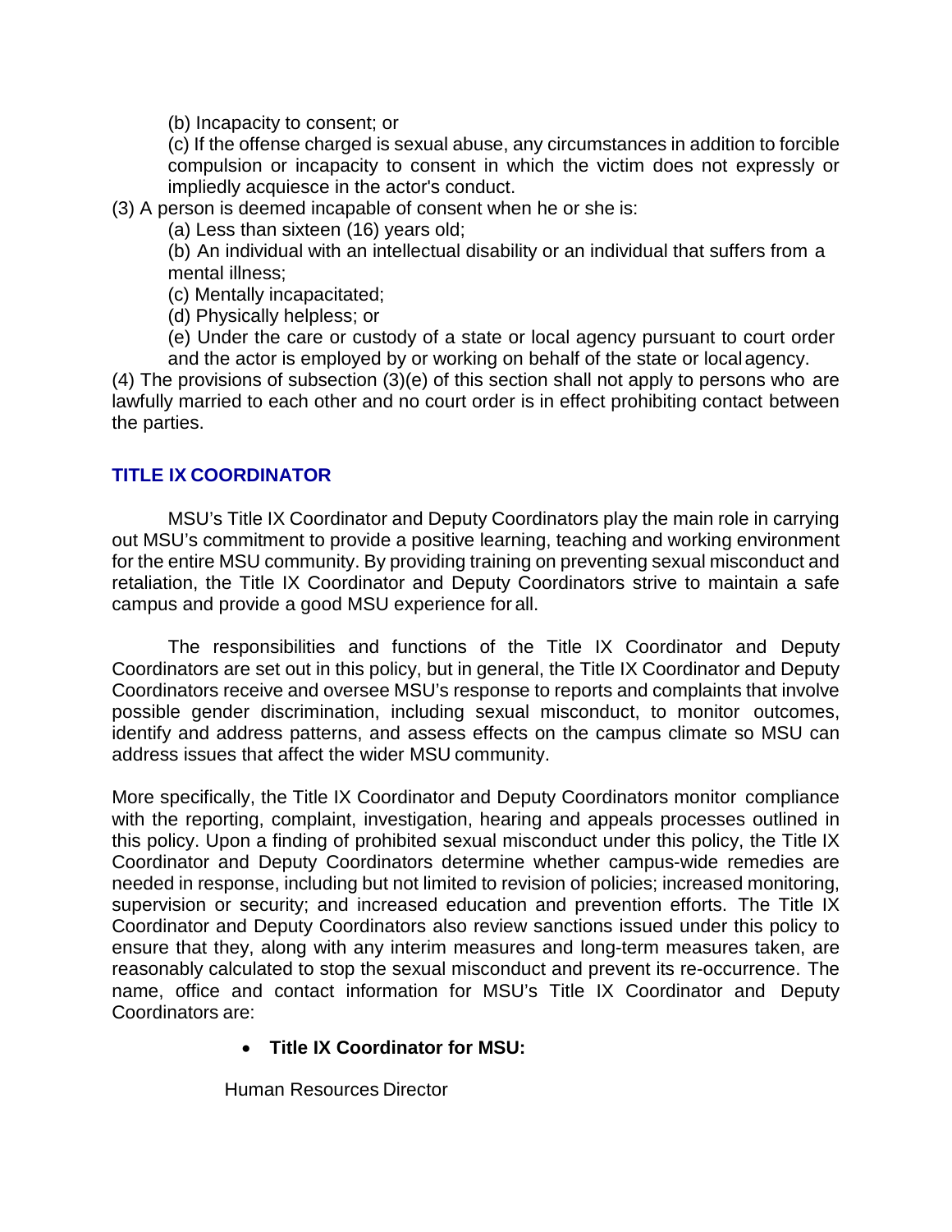(b) Incapacity to consent; or

(c) If the offense charged is sexual abuse, any circumstances in addition to forcible compulsion or incapacity to consent in which the victim does not expressly or impliedly acquiesce in the actor's conduct.

(3) A person is deemed incapable of consent when he or she is:

(a) Less than sixteen (16) years old;

(b) An individual with an intellectual disability or an individual that suffers from a mental illness;

(c) Mentally incapacitated;

(d) Physically helpless; or

(e) Under the care or custody of a state or local agency pursuant to court order and the actor is employed by or working on behalf of the state or local agency.

(4) The provisions of subsection (3)(e) of this section shall not apply to persons who are lawfully married to each other and no court order is in effect prohibiting contact between the parties.

## TITLE IX COORDINATOR

MSU's Title IX Coordinator and Deputy Coordinators play the main role in carrying out MSU's commitment to provide a positive learning, teaching and working environment for the entire MSU community. By providing training on preventing sexual misconduct and retaliation, the Title IX Coordinator and Deputy Coordinators strive to maintain a safe campus and provide a good MSU experience for all.

The responsibilities and functions of the Title IX Coordinator and Deputy Coordinators are set out in this policy, but in general, the Title IX Coordinator and Deputy Coordinators receive and oversee MSU's response to reports and complaints that involve possible gender discrimination, including sexual misconduct, to monitor outcomes, identify and address patterns, and assess effects on the campus climate so MSU can address issues that affect the wider MSU community.

More specifically, the Title IX Coordinator and Deputy Coordinators monitor compliance with the reporting, complaint, investigation, hearing and appeals processes outlined in this policy. Upon a finding of prohibited sexual misconduct under this policy, the Title IX Coordinator and Deputy Coordinators determine whether campus-wide remedies are needed in response, including but not limited to revision of policies; increased monitoring, supervision or security; and increased education and prevention efforts. The Title IX Coordinator and Deputy Coordinators also review sanctions issued under this policy to ensure that they, along with any interim measures and long-term measures taken, are reasonably calculated to stop the sexual misconduct and prevent its re-occurrence. The name, office and contact information for MSU's Title IX Coordinator and Deputy Coordinators are:

- **Title IX Coordinator for MSU:**

Human Resources Director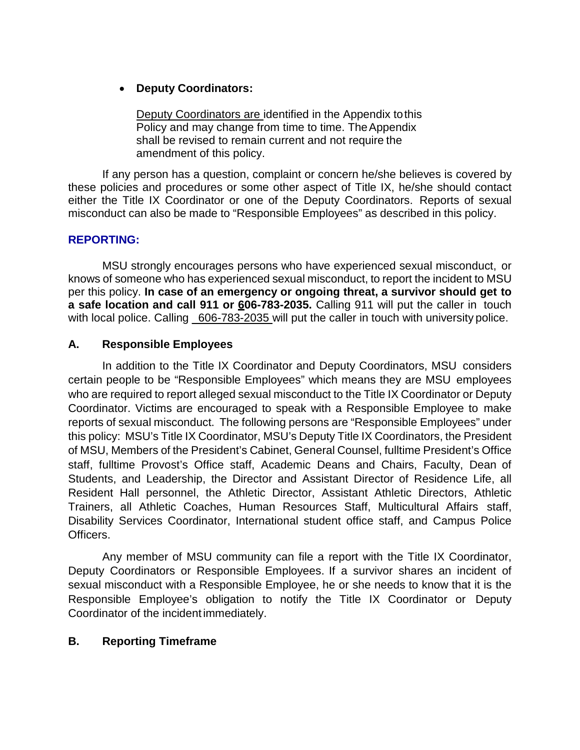- **Deputy Coordinators:**

  Deputy Coordinators are identified in the Appendix to this Policy and may change from time to time. The Appendix shall be revised to remain current and not require the amendment of this policy.

If any person has a question, complaint or concern he/she believes is covered by these policies and procedures or some other aspect of Title IX, he/she should contact either the Title IX Coordinator or one of the Deputy Coordinators. Reports of sexual misconduct can also be made to "Responsible Employees" as described in this policy.

## REPORTING:

MSU strongly encourages persons who have experienced sexual misconduct, or knows of someone who has experienced sexual misconduct, to report the incident to MSU per this policy. **In case of an emergency or ongoing threat, a survivor should get to a safe location and call 911 or 606-783-2035.** Calling 911 will put the caller in touch with local police. Calling 606-783-2035 will put the caller in touch with university police.

### A. Responsible Employees

In addition to the Title IX Coordinator and Deputy Coordinators, MSU considers certain people to be "Responsible Employees" which means they are MSU employees who are required to report alleged sexual misconduct to the Title IX Coordinator or Deputy Coordinator. Victims are encouraged to speak with a Responsible Employee to make reports of sexual misconduct. The following persons are "Responsible Employees" under this policy: MSU's Title IX Coordinator, MSU's Deputy Title IX Coordinators, the President of MSU, Members of the President's Cabinet, General Counsel, fulltime President's Office staff, fulltime Provost's Office staff, Academic Deans and Chairs, Faculty, Dean of Students, and Leadership, the Director and Assistant Director of Residence Life, all Resident Hall personnel, the Athletic Director, Assistant Athletic Directors, Athletic Trainers, all Athletic Coaches, Human Resources Staff, Multicultural Affairs staff, Disability Services Coordinator, International student office staff, and Campus Police Officers.

Any member of MSU community can file a report with the Title IX Coordinator, Deputy Coordinators or Responsible Employees. If a survivor shares an incident of sexual misconduct with a Responsible Employee, he or she needs to know that it is the Responsible Employee's obligation to notify the Title IX Coordinator or Deputy Coordinator of the incident immediately.

### B. Reporting Timeframe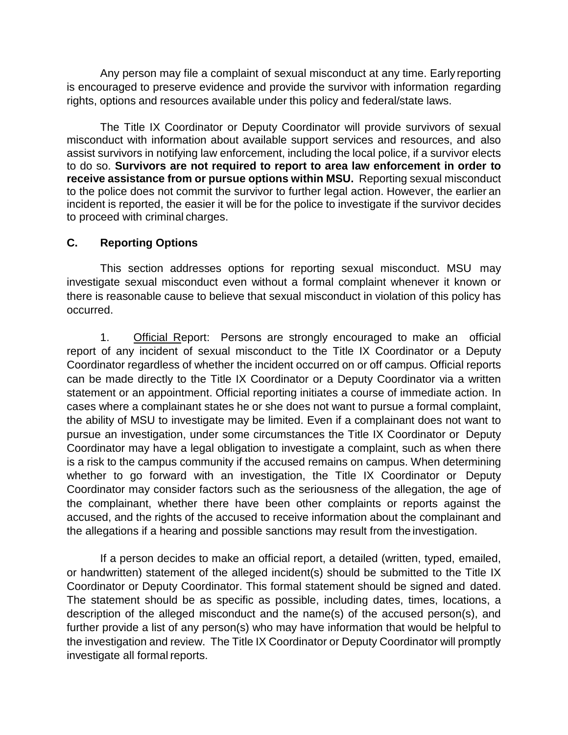Any person may file a complaint of sexual misconduct at any time. Early reporting is encouraged to preserve evidence and provide the survivor with information regarding rights, options and resources available under this policy and federal/state laws.

The Title IX Coordinator or Deputy Coordinator will provide survivors of sexual misconduct with information about available support services and resources, and also assist survivors in notifying law enforcement, including the local police, if a survivor elects to do so. **Survivors are not required to report to area law enforcement in order to receive assistance from or pursue options within MSU.** Reporting sexual misconduct to the police does not commit the survivor to further legal action. However, the earlier an incident is reported, the easier it will be for the police to investigate if the survivor decides to proceed with criminal charges.

### C. Reporting Options

This section addresses options for reporting sexual misconduct. MSU may investigate sexual misconduct even without a formal complaint whenever it known or there is reasonable cause to believe that sexual misconduct in violation of this policy has occurred.

1. Official Report: Persons are strongly encouraged to make an official report of any incident of sexual misconduct to the Title IX Coordinator or a Deputy Coordinator regardless of whether the incident occurred on or off campus. Official reports can be made directly to the Title IX Coordinator or a Deputy Coordinator via a written statement or an appointment. Official reporting initiates a course of immediate action. In cases where a complainant states he or she does not want to pursue a formal complaint, the ability of MSU to investigate may be limited. Even if a complainant does not want to pursue an investigation, under some circumstances the Title IX Coordinator or Deputy Coordinator may have a legal obligation to investigate a complaint, such as when there is a risk to the campus community if the accused remains on campus. When determining whether to go forward with an investigation, the Title IX Coordinator or Deputy Coordinator may consider factors such as the seriousness of the allegation, the age of the complainant, whether there have been other complaints or reports against the accused, and the rights of the accused to receive information about the complainant and the allegations if a hearing and possible sanctions may result from the investigation.

If a person decides to make an official report, a detailed (written, typed, emailed, or handwritten) statement of the alleged incident(s) should be submitted to the Title IX Coordinator or Deputy Coordinator. This formal statement should be signed and dated. The statement should be as specific as possible, including dates, times, locations, a description of the alleged misconduct and the name(s) of the accused person(s), and further provide a list of any person(s) who may have information that would be helpful to the investigation and review. The Title IX Coordinator or Deputy Coordinator will promptly investigate all formal reports.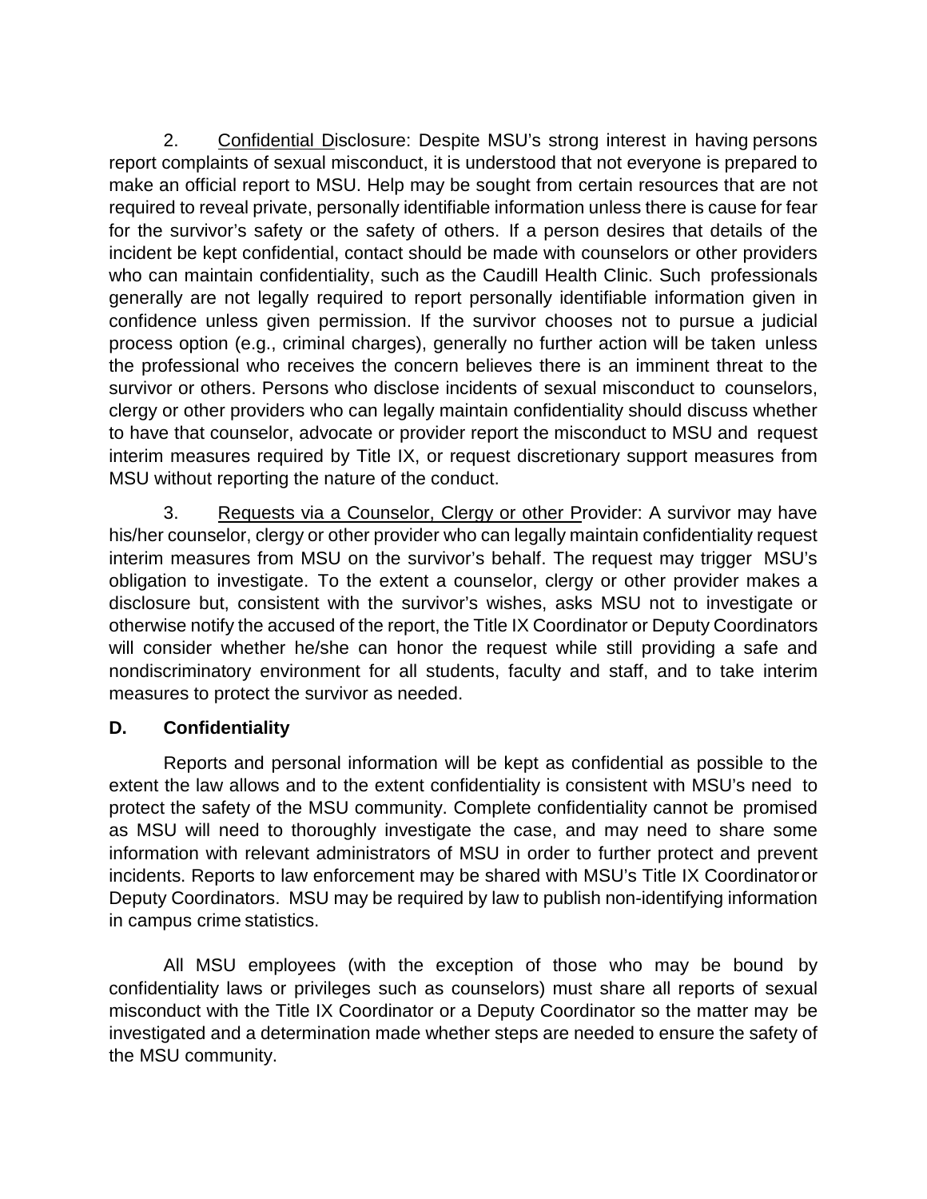2. Confidential Disclosure: Despite MSU's strong interest in having persons report complaints of sexual misconduct, it is understood that not everyone is prepared to make an official report to MSU. Help may be sought from certain resources that are not required to reveal private, personally identifiable information unless there is cause for fear for the survivor's safety or the safety of others. If a person desires that details of the incident be kept confidential, contact should be made with counselors or other providers who can maintain confidentiality, such as the Caudill Health Clinic. Such professionals generally are not legally required to report personally identifiable information given in confidence unless given permission. If the survivor chooses not to pursue a judicial process option (e.g., criminal charges), generally no further action will be taken unless the professional who receives the concern believes there is an imminent threat to the survivor or others. Persons who disclose incidents of sexual misconduct to counselors, clergy or other providers who can legally maintain confidentiality should discuss whether to have that counselor, advocate or provider report the misconduct to MSU and request interim measures required by Title IX, or request discretionary support measures from MSU without reporting the nature of the conduct.

3. Requests via a Counselor, Clergy or other Provider: A survivor may have his/her counselor, clergy or other provider who can legally maintain confidentiality request interim measures from MSU on the survivor's behalf. The request may trigger MSU's obligation to investigate. To the extent a counselor, clergy or other provider makes a disclosure but, consistent with the survivor's wishes, asks MSU not to investigate or otherwise notify the accused of the report, the Title IX Coordinator or Deputy Coordinators will consider whether he/she can honor the request while still providing a safe and nondiscriminatory environment for all students, faculty and staff, and to take interim measures to protect the survivor as needed.

**D. Confidentiality**

Reports and personal information will be kept as confidential as possible to the extent the law allows and to the extent confidentiality is consistent with MSU's need to protect the safety of the MSU community. Complete confidentiality cannot be promised as MSU will need to thoroughly investigate the case, and may need to share some information with relevant administrators of MSU in order to further protect and prevent incidents. Reports to law enforcement may be shared with MSU's Title IX Coordinator or Deputy Coordinators. MSU may be required by law to publish non-identifying information in campus crime statistics.

All MSU employees (with the exception of those who may be bound by confidentiality laws or privileges such as counselors) must share all reports of sexual misconduct with the Title IX Coordinator or a Deputy Coordinator so the matter may be investigated and a determination made whether steps are needed to ensure the safety of the MSU community.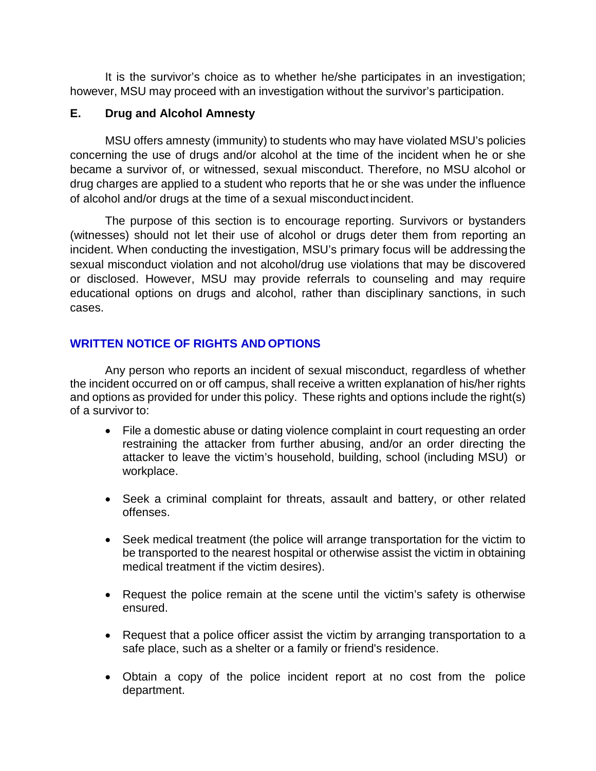It is the survivor's choice as to whether he/she participates in an investigation; however, MSU may proceed with an investigation without the survivor's participation.

### E. Drug and Alcohol Amnesty

MSU offers amnesty (immunity) to students who may have violated MSU's policies concerning the use of drugs and/or alcohol at the time of the incident when he or she became a survivor of, or witnessed, sexual misconduct. Therefore, no MSU alcohol or drug charges are applied to a student who reports that he or she was under the influence of alcohol and/or drugs at the time of a sexual misconduct incident.

The purpose of this section is to encourage reporting. Survivors or bystanders (witnesses) should not let their use of alcohol or drugs deter them from reporting an incident. When conducting the investigation, MSU's primary focus will be addressing the sexual misconduct violation and not alcohol/drug use violations that may be discovered or disclosed. However, MSU may provide referrals to counseling and may require educational options on drugs and alcohol, rather than disciplinary sanctions, in such cases.

## WRITTEN NOTICE OF RIGHTS AND OPTIONS

Any person who reports an incident of sexual misconduct, regardless of whether the incident occurred on or off campus, shall receive a written explanation of his/her rights and options as provided for under this policy. These rights and options include the right(s) of a survivor to:

- File a domestic abuse or dating violence complaint in court requesting an order restraining the attacker from further abusing, and/or an order directing the attacker to leave the victim's household, building, school (including MSU) or workplace.
- Seek a criminal complaint for threats, assault and battery, or other related offenses.
- Seek medical treatment (the police will arrange transportation for the victim to be transported to the nearest hospital or otherwise assist the victim in obtaining medical treatment if the victim desires).
- Request the police remain at the scene until the victim's safety is otherwise ensured.
- Request that a police officer assist the victim by arranging transportation to a safe place, such as a shelter or a family or friend's residence.
- Obtain a copy of the police incident report at no cost from the police department.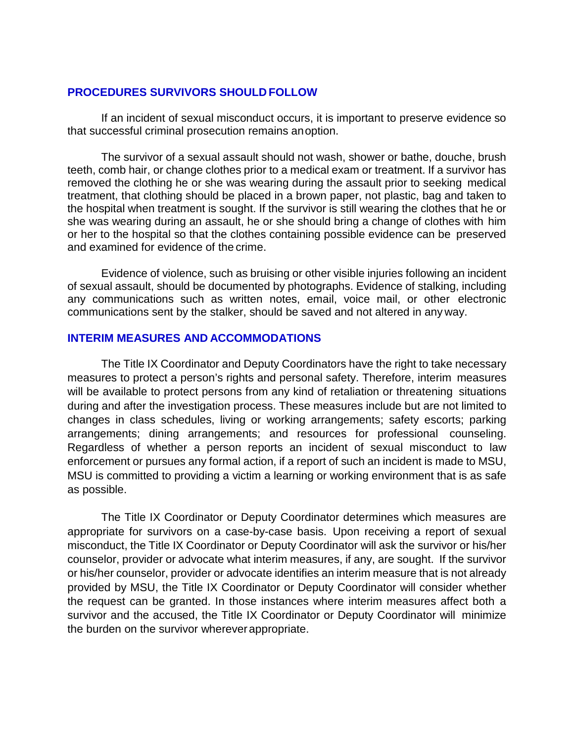## PROCEDURES SURVIVORS SHOULD FOLLOW

If an incident of sexual misconduct occurs, it is important to preserve evidence so that successful criminal prosecution remains an option.

The survivor of a sexual assault should not wash, shower or bathe, douche, brush teeth, comb hair, or change clothes prior to a medical exam or treatment. If a survivor has removed the clothing he or she was wearing during the assault prior to seeking medical treatment, that clothing should be placed in a brown paper, not plastic, bag and taken to the hospital when treatment is sought. If the survivor is still wearing the clothes that he or she was wearing during an assault, he or she should bring a change of clothes with him or her to the hospital so that the clothes containing possible evidence can be preserved and examined for evidence of the crime.

Evidence of violence, such as bruising or other visible injuries following an incident of sexual assault, should be documented by photographs. Evidence of stalking, including any communications such as written notes, email, voice mail, or other electronic communications sent by the stalker, should be saved and not altered in any way.

## INTERIM MEASURES AND ACCOMMODATIONS

The Title IX Coordinator and Deputy Coordinators have the right to take necessary measures to protect a person's rights and personal safety. Therefore, interim measures will be available to protect persons from any kind of retaliation or threatening situations during and after the investigation process. These measures include but are not limited to changes in class schedules, living or working arrangements; safety escorts; parking arrangements; dining arrangements; and resources for professional counseling. Regardless of whether a person reports an incident of sexual misconduct to law enforcement or pursues any formal action, if a report of such an incident is made to MSU, MSU is committed to providing a victim a learning or working environment that is as safe as possible.

The Title IX Coordinator or Deputy Coordinator determines which measures are appropriate for survivors on a case-by-case basis. Upon receiving a report of sexual misconduct, the Title IX Coordinator or Deputy Coordinator will ask the survivor or his/her counselor, provider or advocate what interim measures, if any, are sought. If the survivor or his/her counselor, provider or advocate identifies an interim measure that is not already provided by MSU, the Title IX Coordinator or Deputy Coordinator will consider whether the request can be granted. In those instances where interim measures affect both a survivor and the accused, the Title IX Coordinator or Deputy Coordinator will minimize the burden on the survivor wherever appropriate.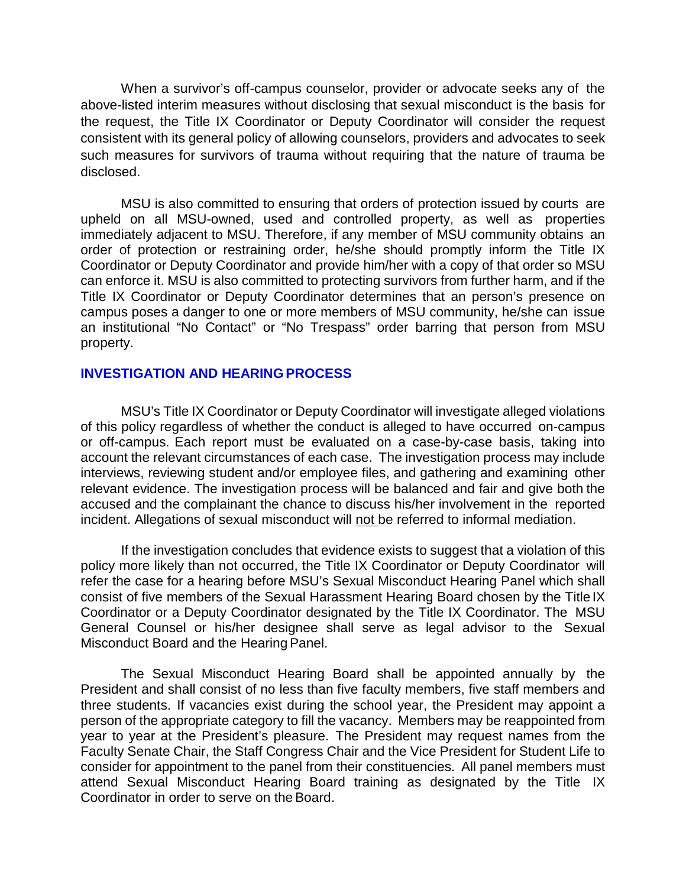When a survivor's off-campus counselor, provider or advocate seeks any of the above-listed interim measures without disclosing that sexual misconduct is the basis for the request, the Title IX Coordinator or Deputy Coordinator will consider the request consistent with its general policy of allowing counselors, providers and advocates to seek such measures for survivors of trauma without requiring that the nature of trauma be disclosed.

MSU is also committed to ensuring that orders of protection issued by courts are upheld on all MSU-owned, used and controlled property, as well as properties immediately adjacent to MSU. Therefore, if any member of MSU community obtains an order of protection or restraining order, he/she should promptly inform the Title IX Coordinator or Deputy Coordinator and provide him/her with a copy of that order so MSU can enforce it. MSU is also committed to protecting survivors from further harm, and if the Title IX Coordinator or Deputy Coordinator determines that an person's presence on campus poses a danger to one or more members of MSU community, he/she can issue an institutional "No Contact" or "No Trespass" order barring that person from MSU property.

## INVESTIGATION AND HEARING PROCESS

MSU's Title IX Coordinator or Deputy Coordinator will investigate alleged violations of this policy regardless of whether the conduct is alleged to have occurred on-campus or off-campus. Each report must be evaluated on a case-by-case basis, taking into account the relevant circumstances of each case. The investigation process may include interviews, reviewing student and/or employee files, and gathering and examining other relevant evidence. The investigation process will be balanced and fair and give both the accused and the complainant the chance to discuss his/her involvement in the reported incident. Allegations of sexual misconduct will <u>not</u> be referred to informal mediation.

If the investigation concludes that evidence exists to suggest that a violation of this policy more likely than not occurred, the Title IX Coordinator or Deputy Coordinator will refer the case for a hearing before MSU's Sexual Misconduct Hearing Panel which shall consist of five members of the Sexual Harassment Hearing Board chosen by the Title IX Coordinator or a Deputy Coordinator designated by the Title IX Coordinator. The MSU General Counsel or his/her designee shall serve as legal advisor to the Sexual Misconduct Board and the Hearing Panel.

The Sexual Misconduct Hearing Board shall be appointed annually by the President and shall consist of no less than five faculty members, five staff members and three students. If vacancies exist during the school year, the President may appoint a person of the appropriate category to fill the vacancy. Members may be reappointed from year to year at the President's pleasure. The President may request names from the Faculty Senate Chair, the Staff Congress Chair and the Vice President for Student Life to consider for appointment to the panel from their constituencies. All panel members must attend Sexual Misconduct Hearing Board training as designated by the Title IX Coordinator in order to serve on the Board.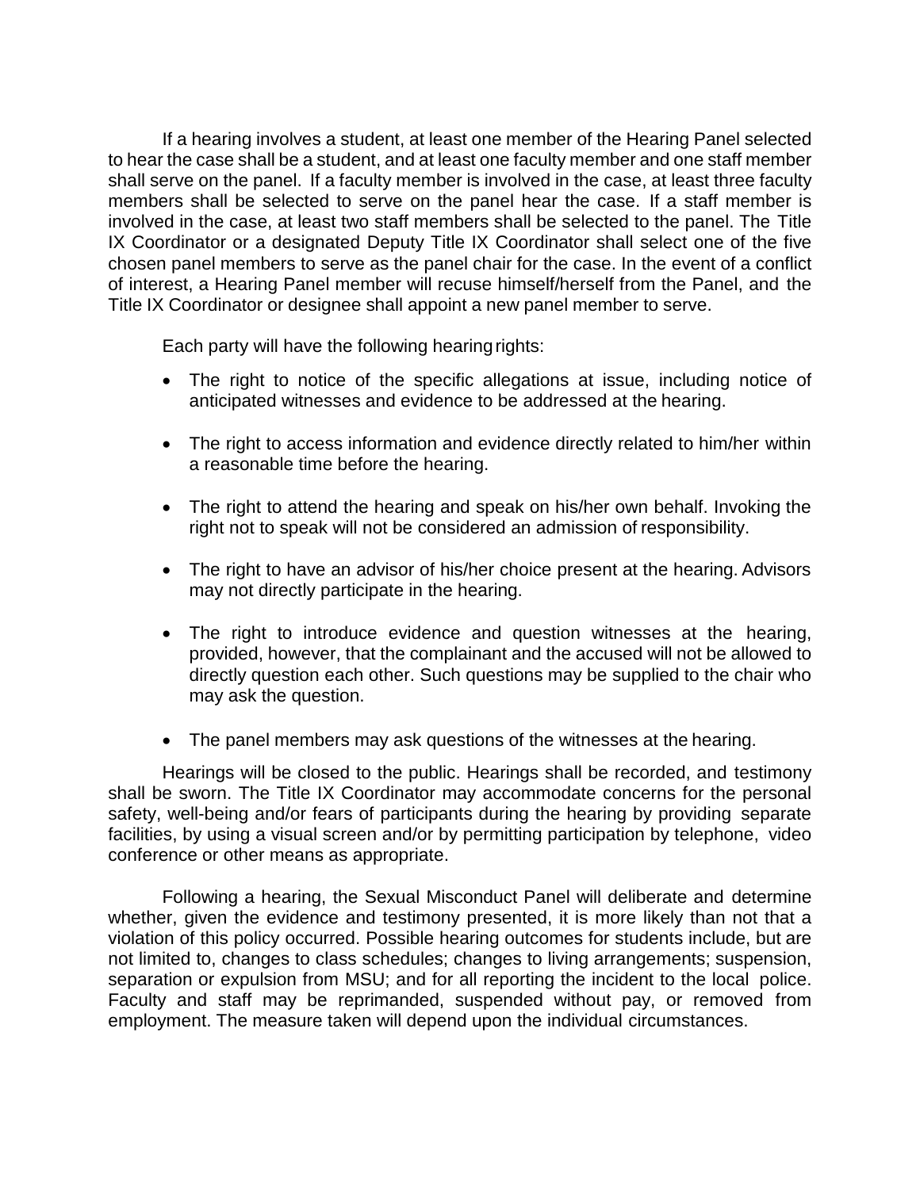If a hearing involves a student, at least one member of the Hearing Panel selected to hear the case shall be a student, and at least one faculty member and one staff member shall serve on the panel. If a faculty member is involved in the case, at least three faculty members shall be selected to serve on the panel hear the case. If a staff member is involved in the case, at least two staff members shall be selected to the panel. The Title IX Coordinator or a designated Deputy Title IX Coordinator shall select one of the five chosen panel members to serve as the panel chair for the case. In the event of a conflict of interest, a Hearing Panel member will recuse himself/herself from the Panel, and the Title IX Coordinator or designee shall appoint a new panel member to serve.

Each party will have the following hearing rights:

- The right to notice of the specific allegations at issue, including notice of anticipated witnesses and evidence to be addressed at the hearing.
- The right to access information and evidence directly related to him/her within a reasonable time before the hearing.
- The right to attend the hearing and speak on his/her own behalf. Invoking the right not to speak will not be considered an admission of responsibility.
- The right to have an advisor of his/her choice present at the hearing. Advisors may not directly participate in the hearing.
- The right to introduce evidence and question witnesses at the hearing, provided, however, that the complainant and the accused will not be allowed to directly question each other. Such questions may be supplied to the chair who may ask the question.
- The panel members may ask questions of the witnesses at the hearing.

Hearings will be closed to the public. Hearings shall be recorded, and testimony shall be sworn. The Title IX Coordinator may accommodate concerns for the personal safety, well-being and/or fears of participants during the hearing by providing separate facilities, by using a visual screen and/or by permitting participation by telephone, video conference or other means as appropriate.

Following a hearing, the Sexual Misconduct Panel will deliberate and determine whether, given the evidence and testimony presented, it is more likely than not that a violation of this policy occurred. Possible hearing outcomes for students include, but are not limited to, changes to class schedules; changes to living arrangements; suspension, separation or expulsion from MSU; and for all reporting the incident to the local police. Faculty and staff may be reprimanded, suspended without pay, or removed from employment. The measure taken will depend upon the individual circumstances.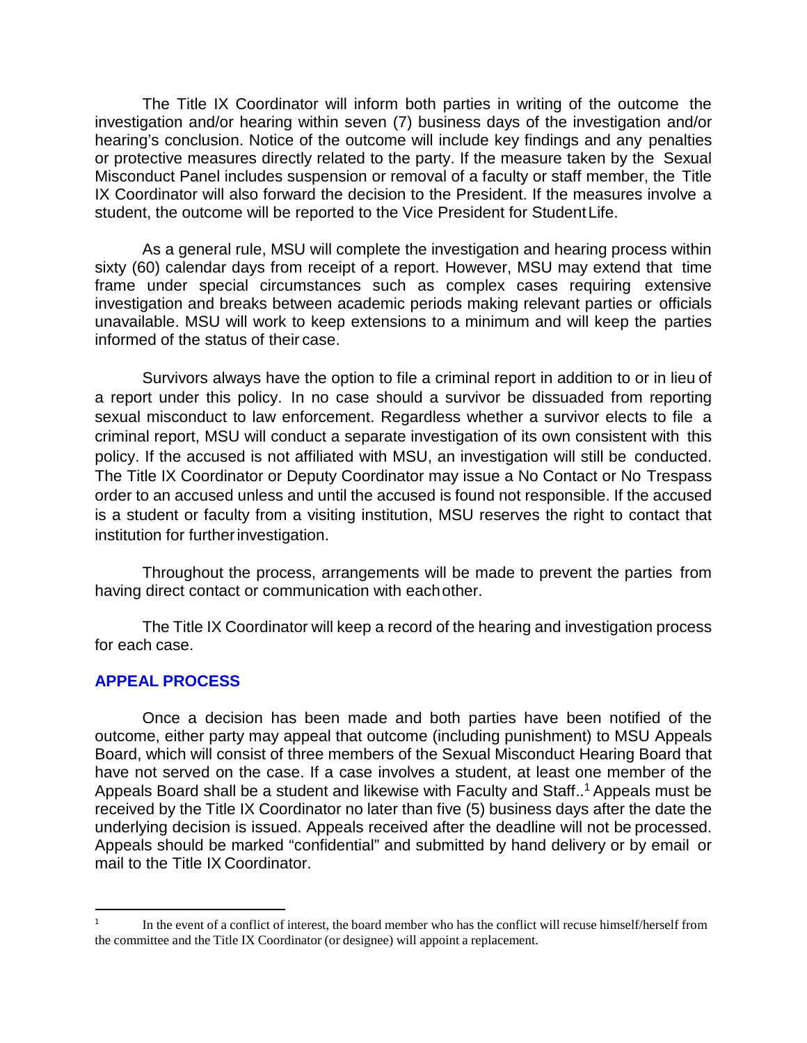The Title IX Coordinator will inform both parties in writing of the outcome the investigation and/or hearing within seven (7) business days of the investigation and/or hearing's conclusion. Notice of the outcome will include key findings and any penalties or protective measures directly related to the party. If the measure taken by the Sexual Misconduct Panel includes suspension or removal of a faculty or staff member, the Title IX Coordinator will also forward the decision to the President. If the measures involve a student, the outcome will be reported to the Vice President for Student Life.

As a general rule, MSU will complete the investigation and hearing process within sixty (60) calendar days from receipt of a report. However, MSU may extend that time frame under special circumstances such as complex cases requiring extensive investigation and breaks between academic periods making relevant parties or officials unavailable. MSU will work to keep extensions to a minimum and will keep the parties informed of the status of their case.

Survivors always have the option to file a criminal report in addition to or in lieu of a report under this policy. In no case should a survivor be dissuaded from reporting sexual misconduct to law enforcement. Regardless whether a survivor elects to file a criminal report, MSU will conduct a separate investigation of its own consistent with this policy. If the accused is not affiliated with MSU, an investigation will still be conducted. The Title IX Coordinator or Deputy Coordinator may issue a No Contact or No Trespass order to an accused unless and until the accused is found not responsible. If the accused is a student or faculty from a visiting institution, MSU reserves the right to contact that institution for further investigation.

Throughout the process, arrangements will be made to prevent the parties from having direct contact or communication with each other.

The Title IX Coordinator will keep a record of the hearing and investigation process for each case.

## APPEAL PROCESS

Once a decision has been made and both parties have been notified of the outcome, either party may appeal that outcome (including punishment) to MSU Appeals Board, which will consist of three members of the Sexual Misconduct Hearing Board that have not served on the case. If a case involves a student, at least one member of the Appeals Board shall be a student and likewise with Faculty and Staff..[1] Appeals must be received by the Title IX Coordinator no later than five (5) business days after the date the underlying decision is issued. Appeals received after the deadline will not be processed. Appeals should be marked "confidential" and submitted by hand delivery or by email or mail to the Title IX Coordinator.

---

[1] In the event of a conflict of interest, the board member who has the conflict will recuse himself/herself from the committee and the Title IX Coordinator (or designee) will appoint a replacement.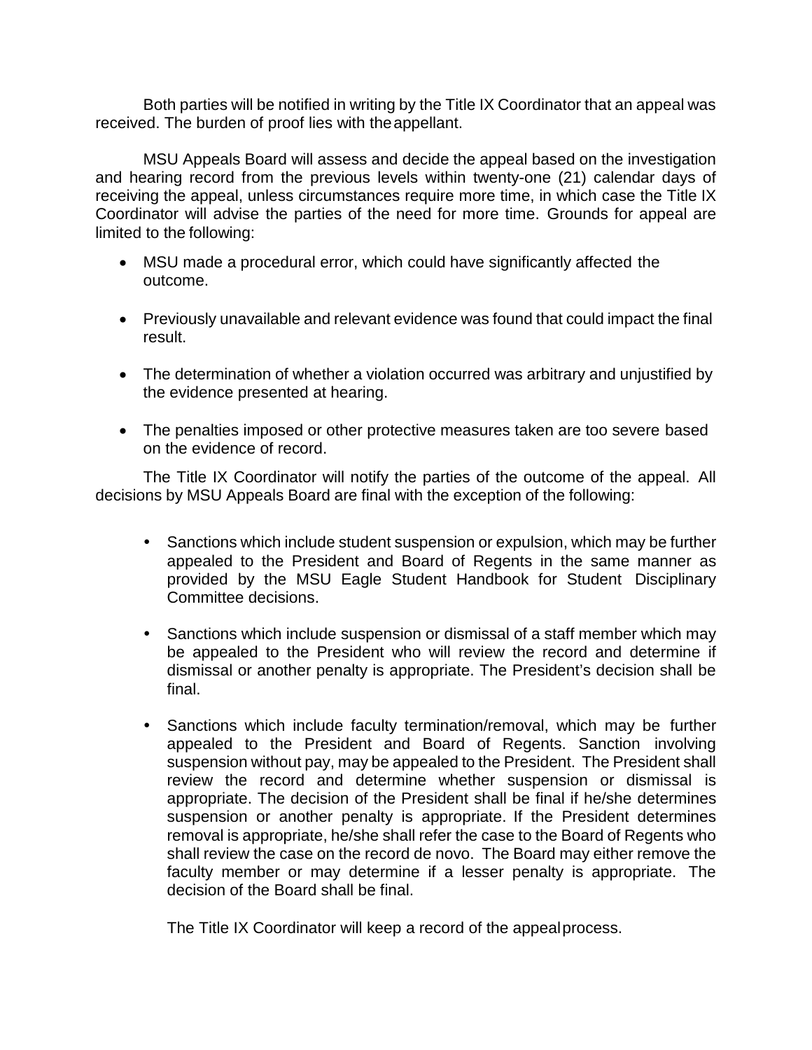Both parties will be notified in writing by the Title IX Coordinator that an appeal was received. The burden of proof lies with the appellant.

MSU Appeals Board will assess and decide the appeal based on the investigation and hearing record from the previous levels within twenty-one (21) calendar days of receiving the appeal, unless circumstances require more time, in which case the Title IX Coordinator will advise the parties of the need for more time. Grounds for appeal are limited to the following:

- MSU made a procedural error, which could have significantly affected the outcome.
- Previously unavailable and relevant evidence was found that could impact the final result.
- The determination of whether a violation occurred was arbitrary and unjustified by the evidence presented at hearing.
- The penalties imposed or other protective measures taken are too severe based on the evidence of record.

The Title IX Coordinator will notify the parties of the outcome of the appeal. All decisions by MSU Appeals Board are final with the exception of the following:

- Sanctions which include student suspension or expulsion, which may be further appealed to the President and Board of Regents in the same manner as provided by the MSU Eagle Student Handbook for Student Disciplinary Committee decisions.
- Sanctions which include suspension or dismissal of a staff member which may be appealed to the President who will review the record and determine if dismissal or another penalty is appropriate. The President's decision shall be final.
- Sanctions which include faculty termination/removal, which may be further appealed to the President and Board of Regents. Sanction involving suspension without pay, may be appealed to the President. The President shall review the record and determine whether suspension or dismissal is appropriate. The decision of the President shall be final if he/she determines suspension or another penalty is appropriate. If the President determines removal is appropriate, he/she shall refer the case to the Board of Regents who shall review the case on the record de novo. The Board may either remove the faculty member or may determine if a lesser penalty is appropriate. The decision of the Board shall be final.

The Title IX Coordinator will keep a record of the appeal process.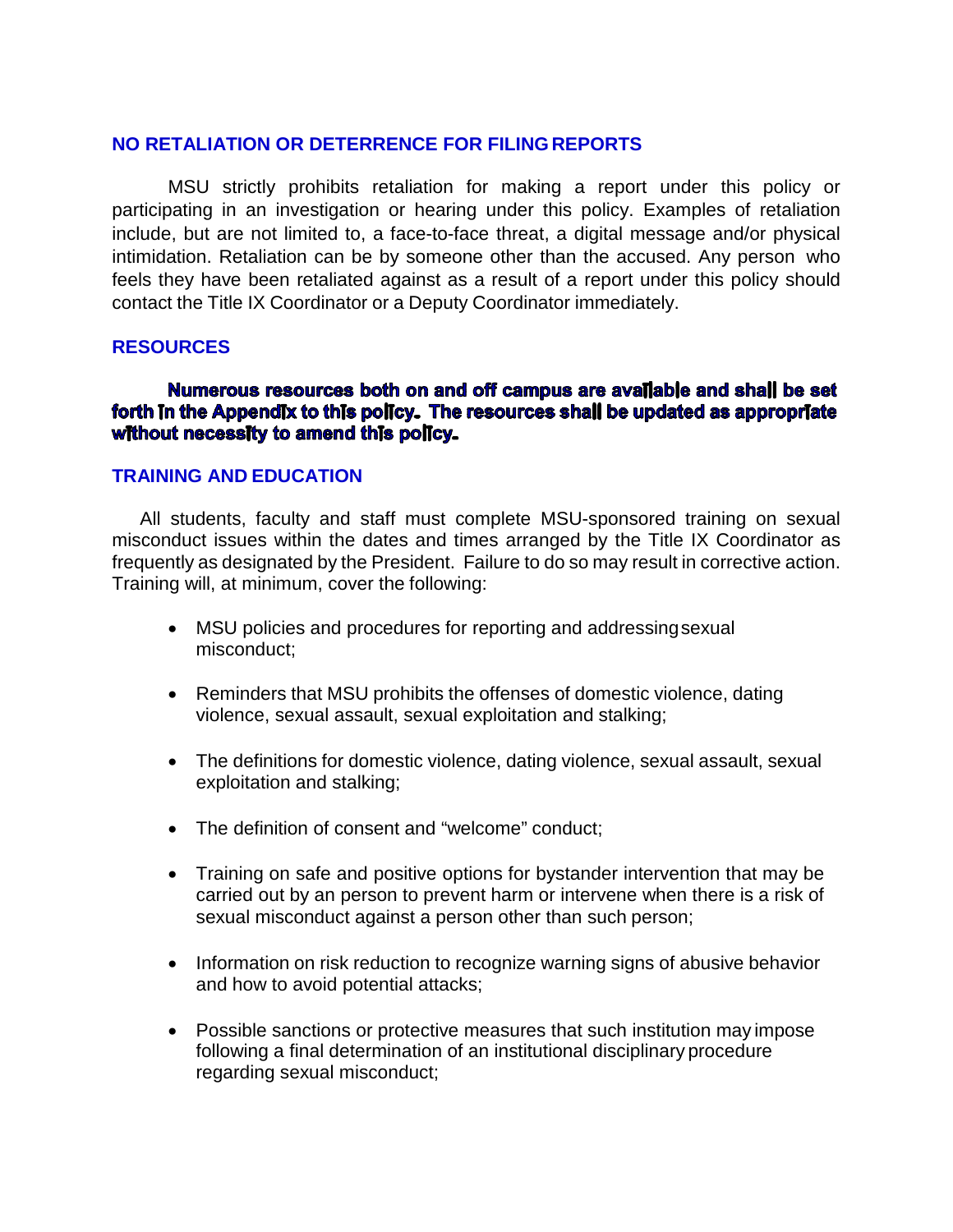## NO RETALIATION OR DETERRENCE FOR FILING REPORTS

MSU strictly prohibits retaliation for making a report under this policy or participating in an investigation or hearing under this policy. Examples of retaliation include, but are not limited to, a face-to-face threat, a digital message and/or physical intimidation. Retaliation can be by someone other than the accused. Any person who feels they have been retaliated against as a result of a report under this policy should contact the Title IX Coordinator or a Deputy Coordinator immediately.

## RESOURCES

**Numerous resources both on and off campus are available and shall be set forth in the Appendix to this policy. The resources shall be updated as appropriate without necessity to amend this policy.**

## TRAINING AND EDUCATION

All students, faculty and staff must complete MSU-sponsored training on sexual misconduct issues within the dates and times arranged by the Title IX Coordinator as frequently as designated by the President. Failure to do so may result in corrective action. Training will, at minimum, cover the following:

- MSU policies and procedures for reporting and addressing sexual misconduct;
- Reminders that MSU prohibits the offenses of domestic violence, dating violence, sexual assault, sexual exploitation and stalking;
- The definitions for domestic violence, dating violence, sexual assault, sexual exploitation and stalking;
- The definition of consent and "welcome" conduct;
- Training on safe and positive options for bystander intervention that may be carried out by an person to prevent harm or intervene when there is a risk of sexual misconduct against a person other than such person;
- Information on risk reduction to recognize warning signs of abusive behavior and how to avoid potential attacks;
- Possible sanctions or protective measures that such institution may impose following a final determination of an institutional disciplinary procedure regarding sexual misconduct;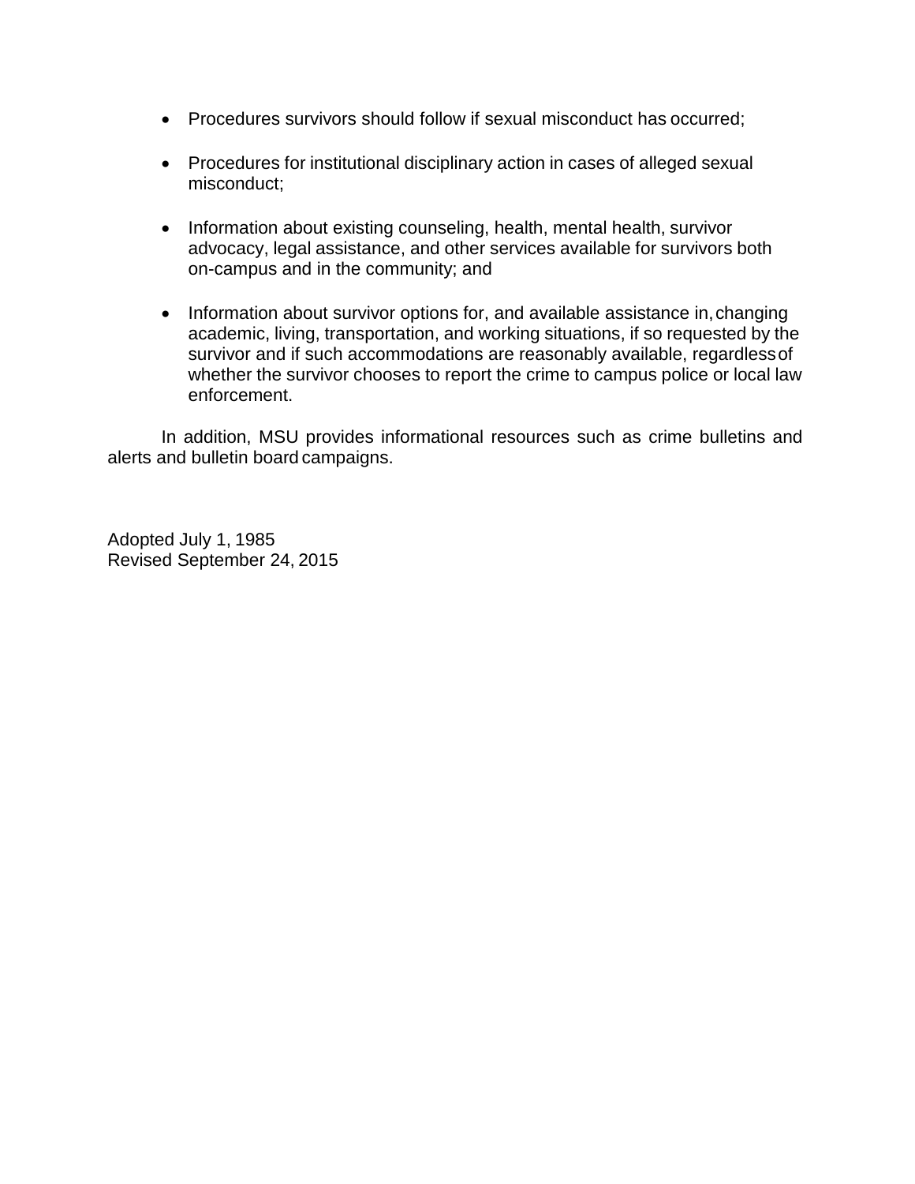- Procedures survivors should follow if sexual misconduct has occurred;

- Procedures for institutional disciplinary action in cases of alleged sexual misconduct;

- Information about existing counseling, health, mental health, survivor advocacy, legal assistance, and other services available for survivors both on-campus and in the community; and

- Information about survivor options for, and available assistance in, changing academic, living, transportation, and working situations, if so requested by the survivor and if such accommodations are reasonably available, regardless of whether the survivor chooses to report the crime to campus police or local law enforcement.

In addition, MSU provides informational resources such as crime bulletins and alerts and bulletin board campaigns.

Adopted July 1, 1985
Revised September 24, 2015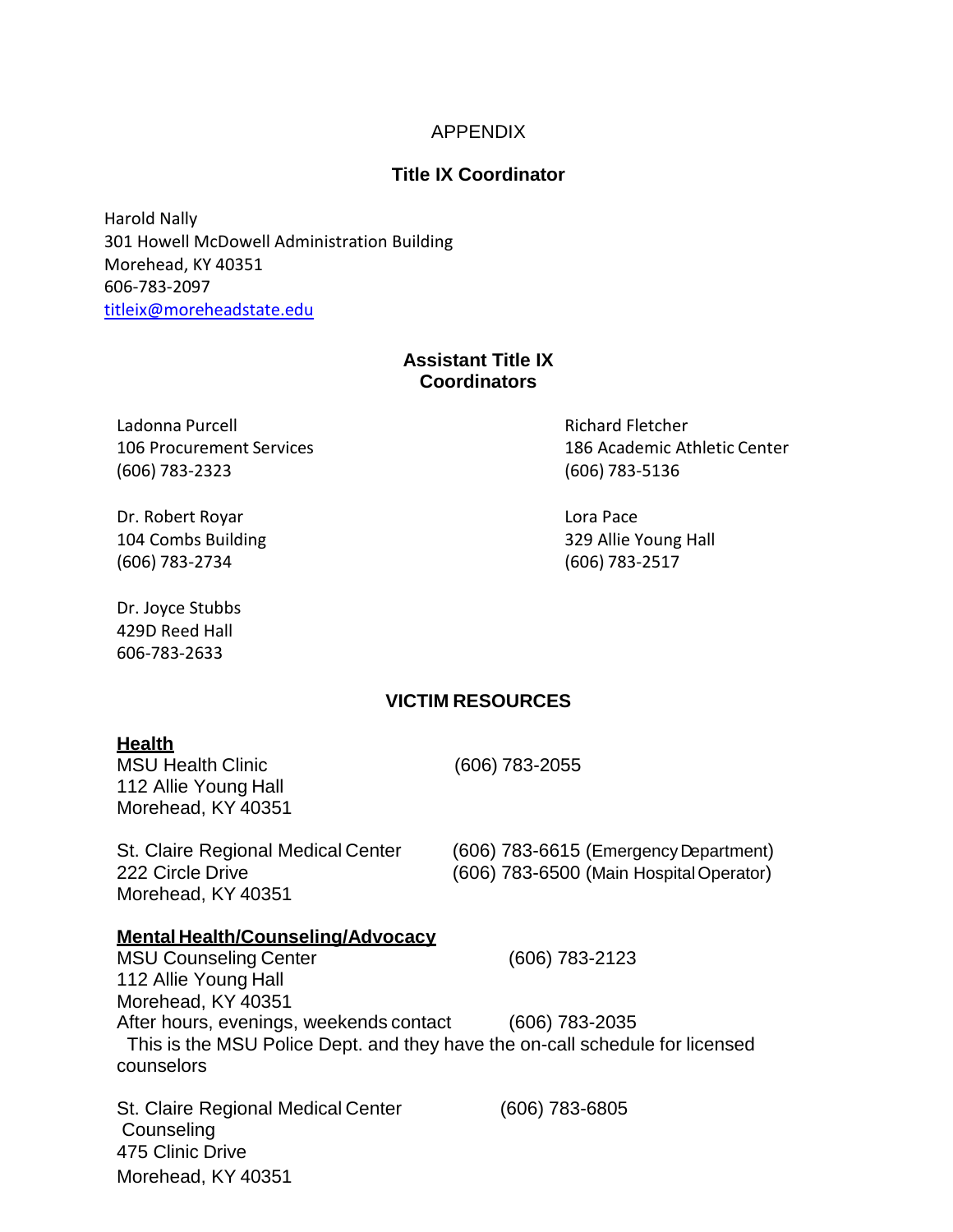# APPENDIX

## Title IX Coordinator

Harold Nally
301 Howell McDowell Administration Building
Morehead, KY 40351
606-783-2097
titleix@moreheadstate.edu

## Assistant Title IX Coordinators

Ladonna Purcell
106 Procurement Services
(606) 783-2323

Richard Fletcher
186 Academic Athletic Center
(606) 783-5136

Dr. Robert Royar
104 Combs Building
(606) 783-2734

Lora Pace
329 Allie Young Hall
(606) 783-2517

Dr. Joyce Stubbs
429D Reed Hall
606-783-2633

## VICTIM RESOURCES

**Health**

MSU Health Clinic
112 Allie Young Hall
Morehead, KY 40351
(606) 783-2055

St. Claire Regional Medical Center
222 Circle Drive
Morehead, KY 40351
(606) 783-6615 (Emergency Department)
(606) 783-6500 (Main Hospital Operator)

**Mental Health/Counseling/Advocacy**

MSU Counseling Center
112 Allie Young Hall
Morehead, KY 40351
(606) 783-2123

After hours, evenings, weekends contact (606) 783-2035
This is the MSU Police Dept. and they have the on-call schedule for licensed counselors

St. Claire Regional Medical Center Counseling
475 Clinic Drive
Morehead, KY 40351
(606) 783-6805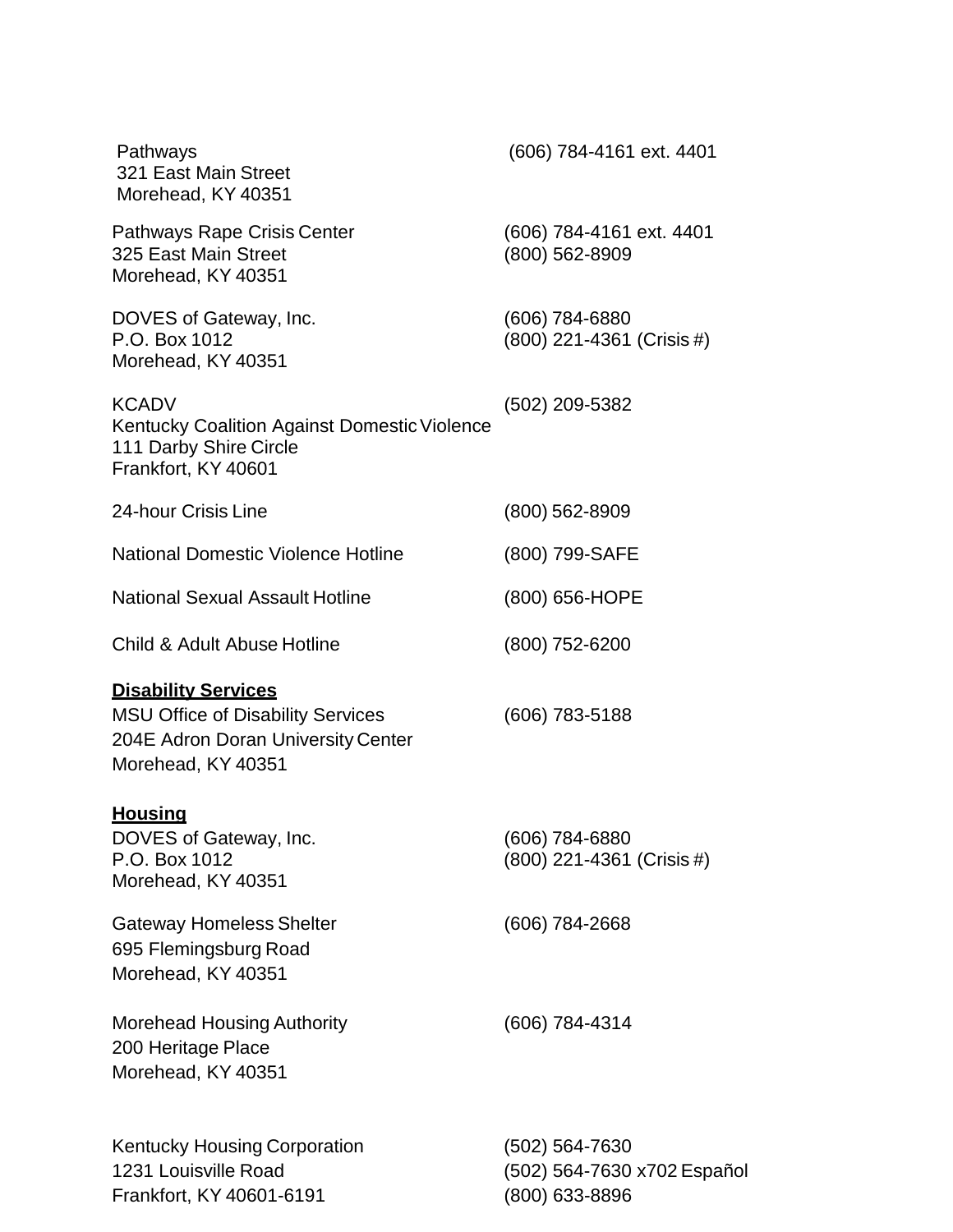Pathways
321 East Main Street
Morehead, KY 40351
(606) 784-4161 ext. 4401

Pathways Rape Crisis Center
325 East Main Street
Morehead, KY 40351
(606) 784-4161 ext. 4401
(800) 562-8909

DOVES of Gateway, Inc.
P.O. Box 1012
Morehead, KY 40351
(606) 784-6880
(800) 221-4361 (Crisis #)

KCADV
Kentucky Coalition Against Domestic Violence
111 Darby Shire Circle
Frankfort, KY 40601
(502) 209-5382

24-hour Crisis Line (800) 562-8909

National Domestic Violence Hotline (800) 799-SAFE

National Sexual Assault Hotline (800) 656-HOPE

Child & Adult Abuse Hotline (800) 752-6200

**Disability Services**

MSU Office of Disability Services
204E Adron Doran University Center
Morehead, KY 40351
(606) 783-5188

**Housing**

DOVES of Gateway, Inc.
P.O. Box 1012
Morehead, KY 40351
(606) 784-6880
(800) 221-4361 (Crisis #)

Gateway Homeless Shelter
695 Flemingsburg Road
Morehead, KY 40351
(606) 784-2668

Morehead Housing Authority
200 Heritage Place
Morehead, KY 40351
(606) 784-4314

Kentucky Housing Corporation
1231 Louisville Road
Frankfort, KY 40601-6191
(502) 564-7630
(502) 564-7630 x702 Español
(800) 633-8896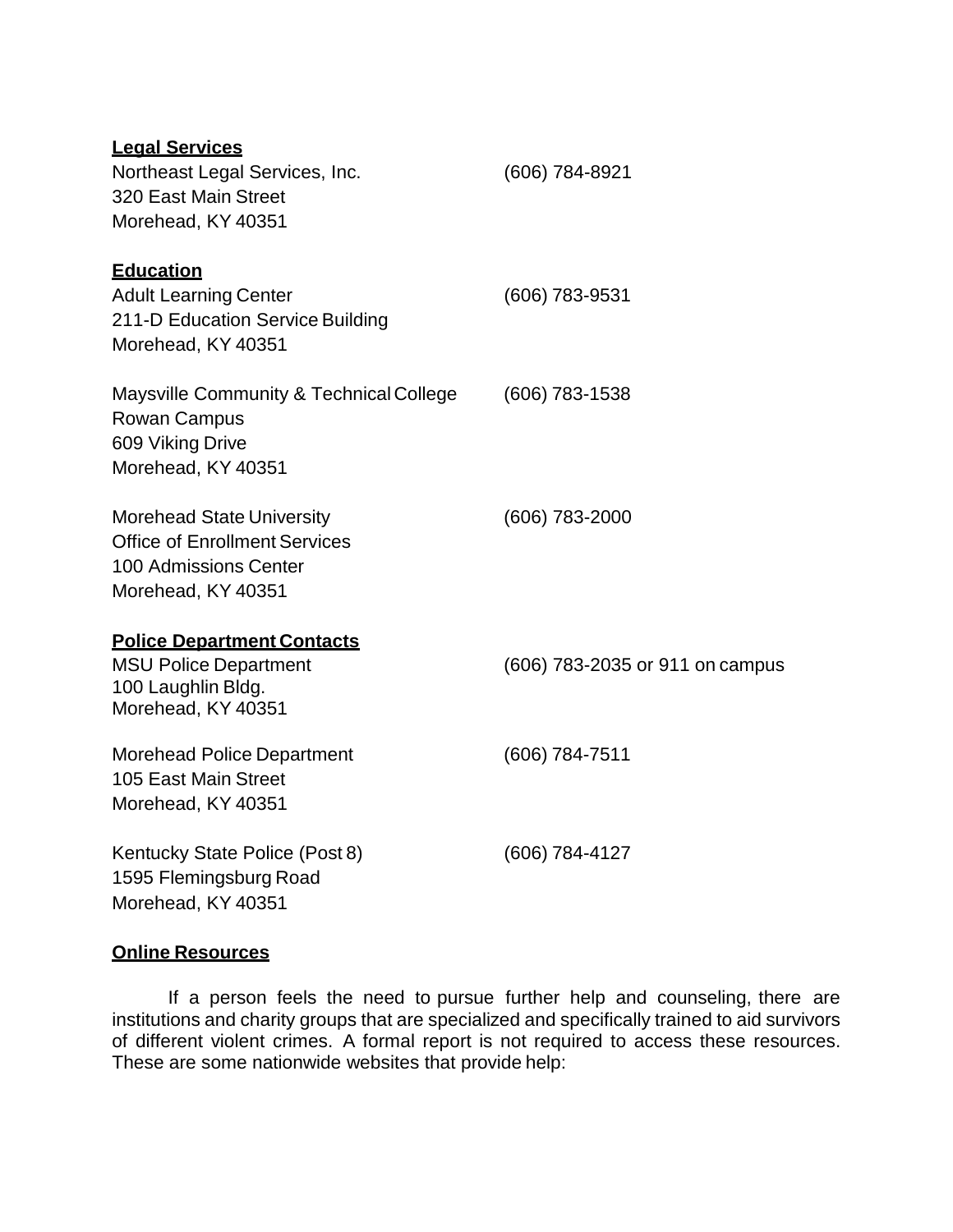**Legal Services**

Northeast Legal Services, Inc. (606) 784-8921
320 East Main Street
Morehead, KY 40351

**Education**

Adult Learning Center (606) 783-9531
211-D Education Service Building
Morehead, KY 40351

Maysville Community & Technical College (606) 783-1538
Rowan Campus
609 Viking Drive
Morehead, KY 40351

Morehead State University (606) 783-2000
Office of Enrollment Services
100 Admissions Center
Morehead, KY 40351

**Police Department Contacts**

MSU Police Department (606) 783-2035 or 911 on campus
100 Laughlin Bldg.
Morehead, KY 40351

Morehead Police Department (606) 784-7511
105 East Main Street
Morehead, KY 40351

Kentucky State Police (Post 8) (606) 784-4127
1595 Flemingsburg Road
Morehead, KY 40351

**Online Resources**

If a person feels the need to pursue further help and counseling, there are institutions and charity groups that are specialized and specifically trained to aid survivors of different violent crimes. A formal report is not required to access these resources. These are some nationwide websites that provide help: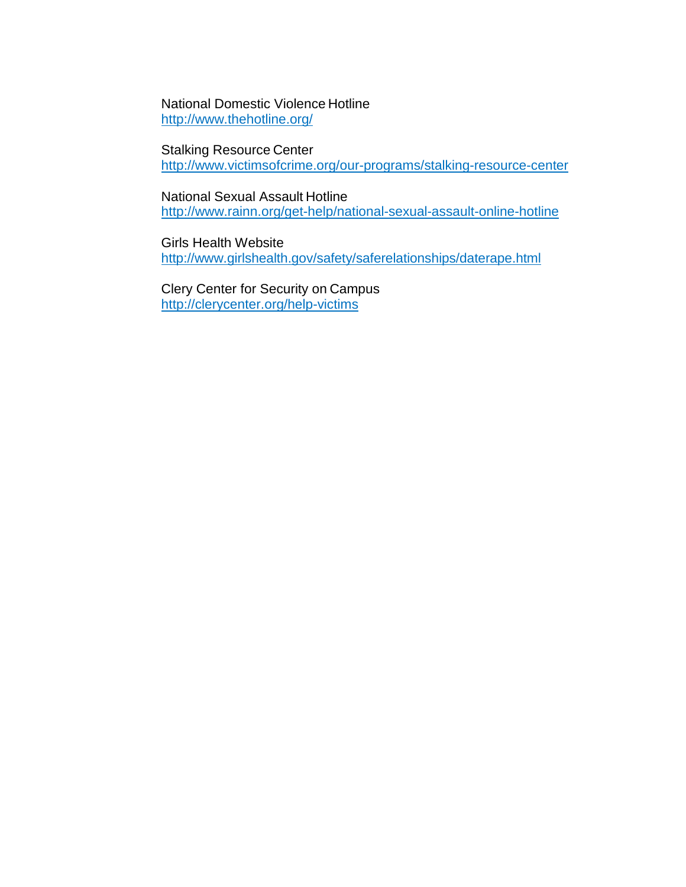National Domestic Violence Hotline
http://www.thehotline.org/

Stalking Resource Center
http://www.victimsofcrime.org/our-programs/stalking-resource-center

National Sexual Assault Hotline
http://www.rainn.org/get-help/national-sexual-assault-online-hotline

Girls Health Website
http://www.girlshealth.gov/safety/saferelationships/daterape.html

Clery Center for Security on Campus
http://clerycenter.org/help-victims